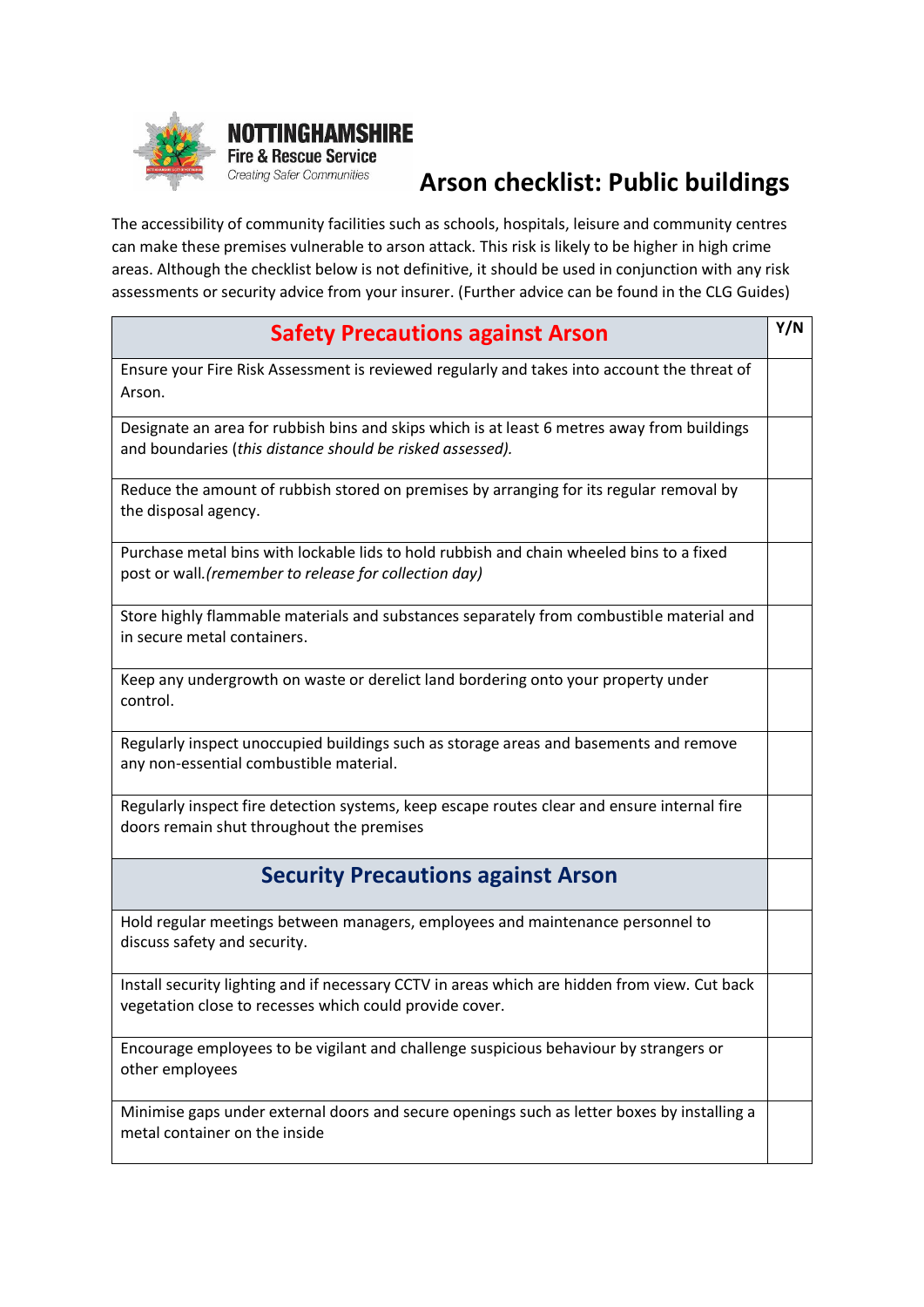NOTTINGHAMSHIRE
Fire & Rescue Service
*Creating Safer Communities*

# Arson checklist: Public buildings

The accessibility of community facilities such as schools, hospitals, leisure and community centres can make these premises vulnerable to arson attack. This risk is likely to be higher in high crime areas. Although the checklist below is not definitive, it should be used in conjunction with any risk assessments or security advice from your insurer. (Further advice can be found in the CLG Guides)

| Safety Precautions against Arson | Y/N |
|---|---|
| Ensure your Fire Risk Assessment is reviewed regularly and takes into account the threat of Arson. | |
| Designate an area for rubbish bins and skips which is at least 6 metres away from buildings and boundaries (*this distance should be risked assessed).* | |
| Reduce the amount of rubbish stored on premises by arranging for its regular removal by the disposal agency. | |
| Purchase metal bins with lockable lids to hold rubbish and chain wheeled bins to a fixed post or wall.*(remember to release for collection day)* | |
| Store highly flammable materials and substances separately from combustible material and in secure metal containers. | |
| Keep any undergrowth on waste or derelict land bordering onto your property under control. | |
| Regularly inspect unoccupied buildings such as storage areas and basements and remove any non-essential combustible material. | |
| Regularly inspect fire detection systems, keep escape routes clear and ensure internal fire doors remain shut throughout the premises | |
| **Security Precautions against Arson** | |
| Hold regular meetings between managers, employees and maintenance personnel to discuss safety and security. | |
| Install security lighting and if necessary CCTV in areas which are hidden from view. Cut back vegetation close to recesses which could provide cover. | |
| Encourage employees to be vigilant and challenge suspicious behaviour by strangers or other employees | |
| Minimise gaps under external doors and secure openings such as letter boxes by installing a metal container on the inside | |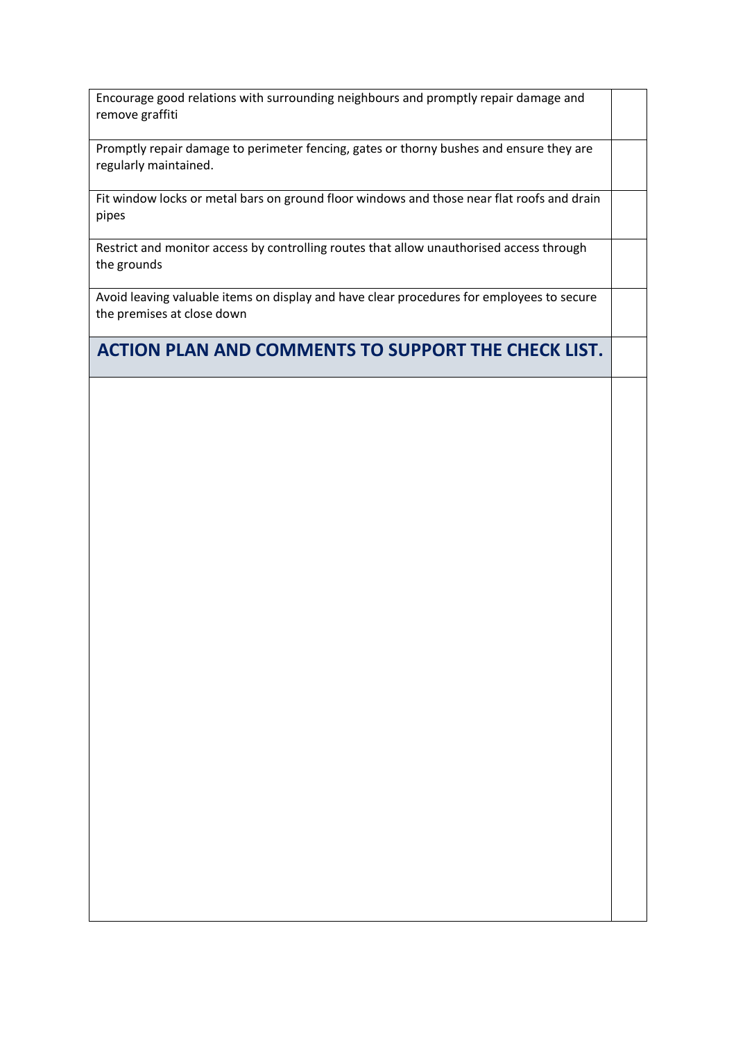| | |
|---|---|
| Encourage good relations with surrounding neighbours and promptly repair damage and remove graffiti | |
| Promptly repair damage to perimeter fencing, gates or thorny bushes and ensure they are regularly maintained. | |
| Fit window locks or metal bars on ground floor windows and those near flat roofs and drain pipes | |
| Restrict and monitor access by controlling routes that allow unauthorised access through the grounds | |
| Avoid leaving valuable items on display and have clear procedures for employees to secure the premises at close down | |
| **ACTION PLAN AND COMMENTS TO SUPPORT THE CHECK LIST.** | |
| | |